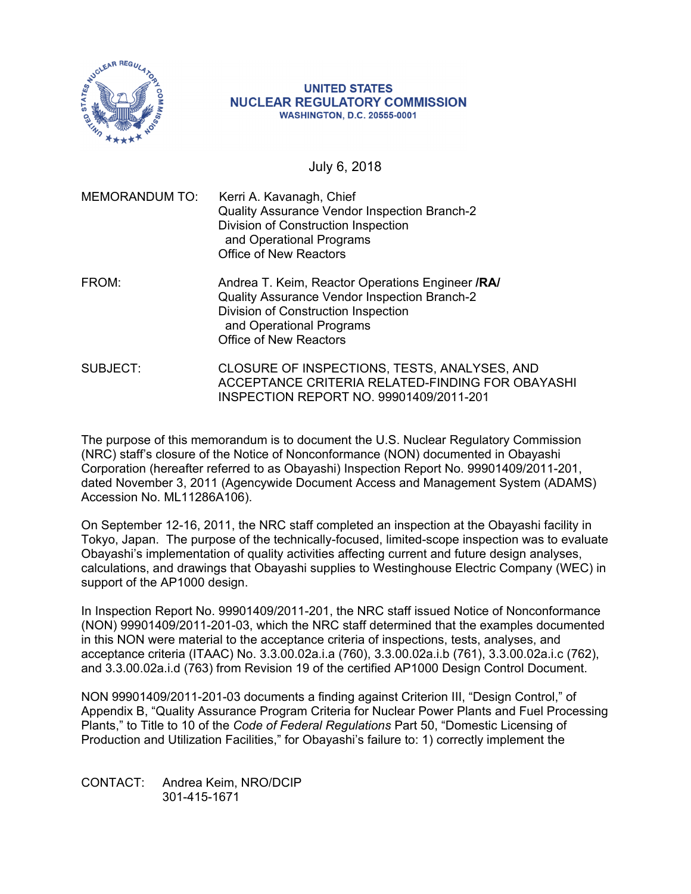**UNITED STATES**
**NUCLEAR REGULATORY COMMISSION**
WASHINGTON, D.C. 20555-0001

July 6, 2018

MEMORANDUM TO: Kerri A. Kavanagh, Chief
Quality Assurance Vendor Inspection Branch-2
Division of Construction Inspection
and Operational Programs
Office of New Reactors

FROM: Andrea T. Keim, Reactor Operations Engineer **/RA/**
Quality Assurance Vendor Inspection Branch-2
Division of Construction Inspection
and Operational Programs
Office of New Reactors

SUBJECT: CLOSURE OF INSPECTIONS, TESTS, ANALYSES, AND ACCEPTANCE CRITERIA RELATED-FINDING FOR OBAYASHI INSPECTION REPORT NO. 99901409/2011-201

The purpose of this memorandum is to document the U.S. Nuclear Regulatory Commission (NRC) staff's closure of the Notice of Nonconformance (NON) documented in Obayashi Corporation (hereafter referred to as Obayashi) Inspection Report No. 99901409/2011-201, dated November 3, 2011 (Agencywide Document Access and Management System (ADAMS) Accession No. ML11286A106).

On September 12-16, 2011, the NRC staff completed an inspection at the Obayashi facility in Tokyo, Japan. The purpose of the technically-focused, limited-scope inspection was to evaluate Obayashi's implementation of quality activities affecting current and future design analyses, calculations, and drawings that Obayashi supplies to Westinghouse Electric Company (WEC) in support of the AP1000 design.

In Inspection Report No. 99901409/2011-201, the NRC staff issued Notice of Nonconformance (NON) 99901409/2011-201-03, which the NRC staff determined that the examples documented in this NON were material to the acceptance criteria of inspections, tests, analyses, and acceptance criteria (ITAAC) No. 3.3.00.02a.i.a (760), 3.3.00.02a.i.b (761), 3.3.00.02a.i.c (762), and 3.3.00.02a.i.d (763) from Revision 19 of the certified AP1000 Design Control Document.

NON 99901409/2011-201-03 documents a finding against Criterion III, "Design Control," of Appendix B, "Quality Assurance Program Criteria for Nuclear Power Plants and Fuel Processing Plants," to Title to 10 of the *Code of Federal Regulations* Part 50, "Domestic Licensing of Production and Utilization Facilities," for Obayashi's failure to: 1) correctly implement the

CONTACT: Andrea Keim, NRO/DCIP
301-415-1671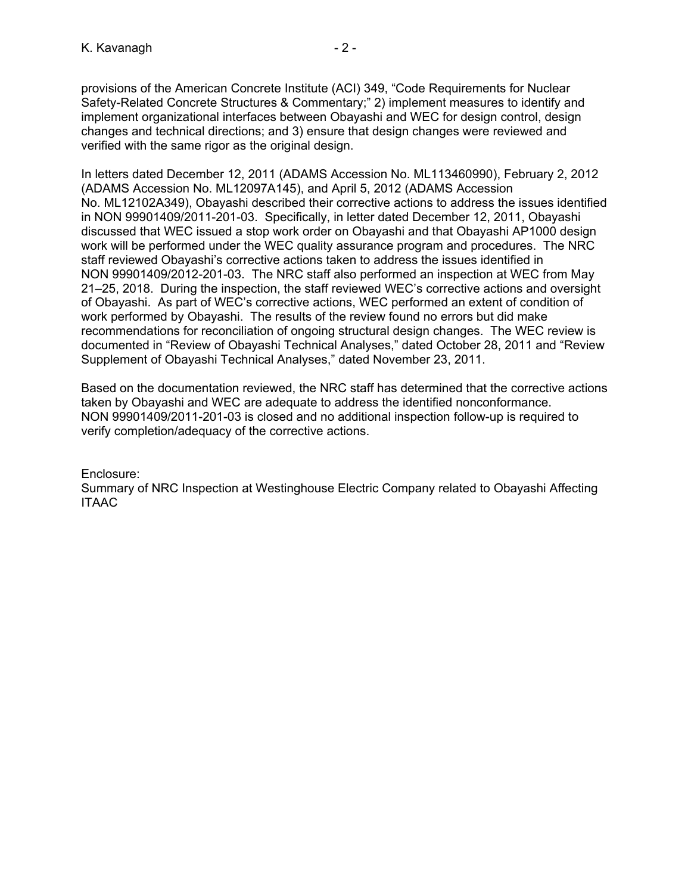provisions of the American Concrete Institute (ACI) 349, "Code Requirements for Nuclear Safety-Related Concrete Structures & Commentary;" 2) implement measures to identify and implement organizational interfaces between Obayashi and WEC for design control, design changes and technical directions; and 3) ensure that design changes were reviewed and verified with the same rigor as the original design.

In letters dated December 12, 2011 (ADAMS Accession No. ML113460990), February 2, 2012 (ADAMS Accession No. ML12097A145), and April 5, 2012 (ADAMS Accession No. ML12102A349), Obayashi described their corrective actions to address the issues identified in NON 99901409/2011-201-03. Specifically, in letter dated December 12, 2011, Obayashi discussed that WEC issued a stop work order on Obayashi and that Obayashi AP1000 design work will be performed under the WEC quality assurance program and procedures. The NRC staff reviewed Obayashi's corrective actions taken to address the issues identified in NON 99901409/2012-201-03. The NRC staff also performed an inspection at WEC from May 21–25, 2018. During the inspection, the staff reviewed WEC's corrective actions and oversight of Obayashi. As part of WEC's corrective actions, WEC performed an extent of condition of work performed by Obayashi. The results of the review found no errors but did make recommendations for reconciliation of ongoing structural design changes. The WEC review is documented in "Review of Obayashi Technical Analyses," dated October 28, 2011 and "Review Supplement of Obayashi Technical Analyses," dated November 23, 2011.

Based on the documentation reviewed, the NRC staff has determined that the corrective actions taken by Obayashi and WEC are adequate to address the identified nonconformance. NON 99901409/2011-201-03 is closed and no additional inspection follow-up is required to verify completion/adequacy of the corrective actions.

Enclosure:
Summary of NRC Inspection at Westinghouse Electric Company related to Obayashi Affecting ITAAC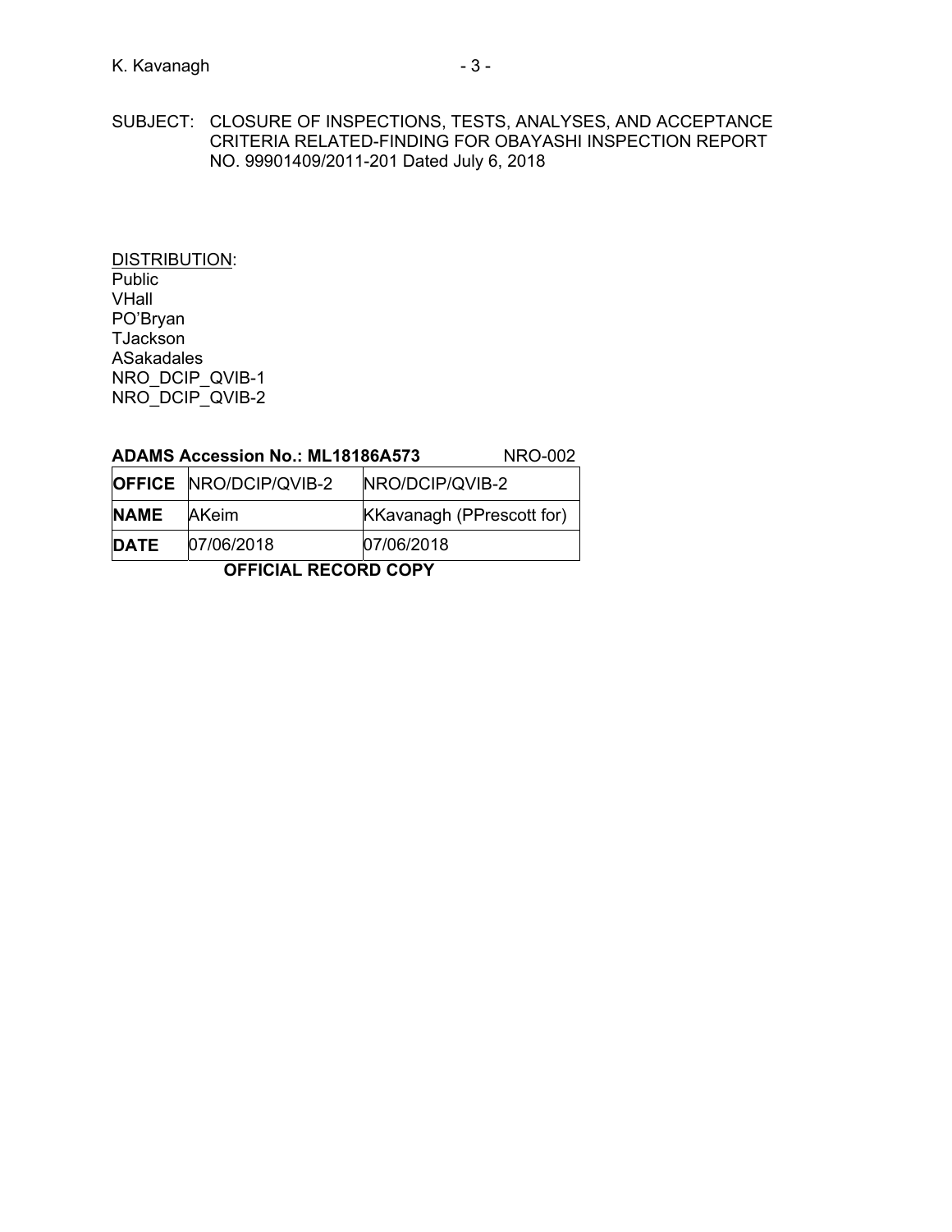SUBJECT: CLOSURE OF INSPECTIONS, TESTS, ANALYSES, AND ACCEPTANCE CRITERIA RELATED-FINDING FOR OBAYASHI INSPECTION REPORT NO. 99901409/2011-201 Dated July 6, 2018

DISTRIBUTION:
Public
VHall
PO'Bryan
TJackson
ASakadales
NRO_DCIP_QVIB-1
NRO_DCIP_QVIB-2

**ADAMS Accession No.: ML18186A573** NRO-002

| **OFFICE** | NRO/DCIP/QVIB-2 | NRO/DCIP/QVIB-2 |
|---|---|---|
| **NAME** | AKeim | KKavanagh (PPrescott for) |
| **DATE** | 07/06/2018 | 07/06/2018 |

**OFFICIAL RECORD COPY**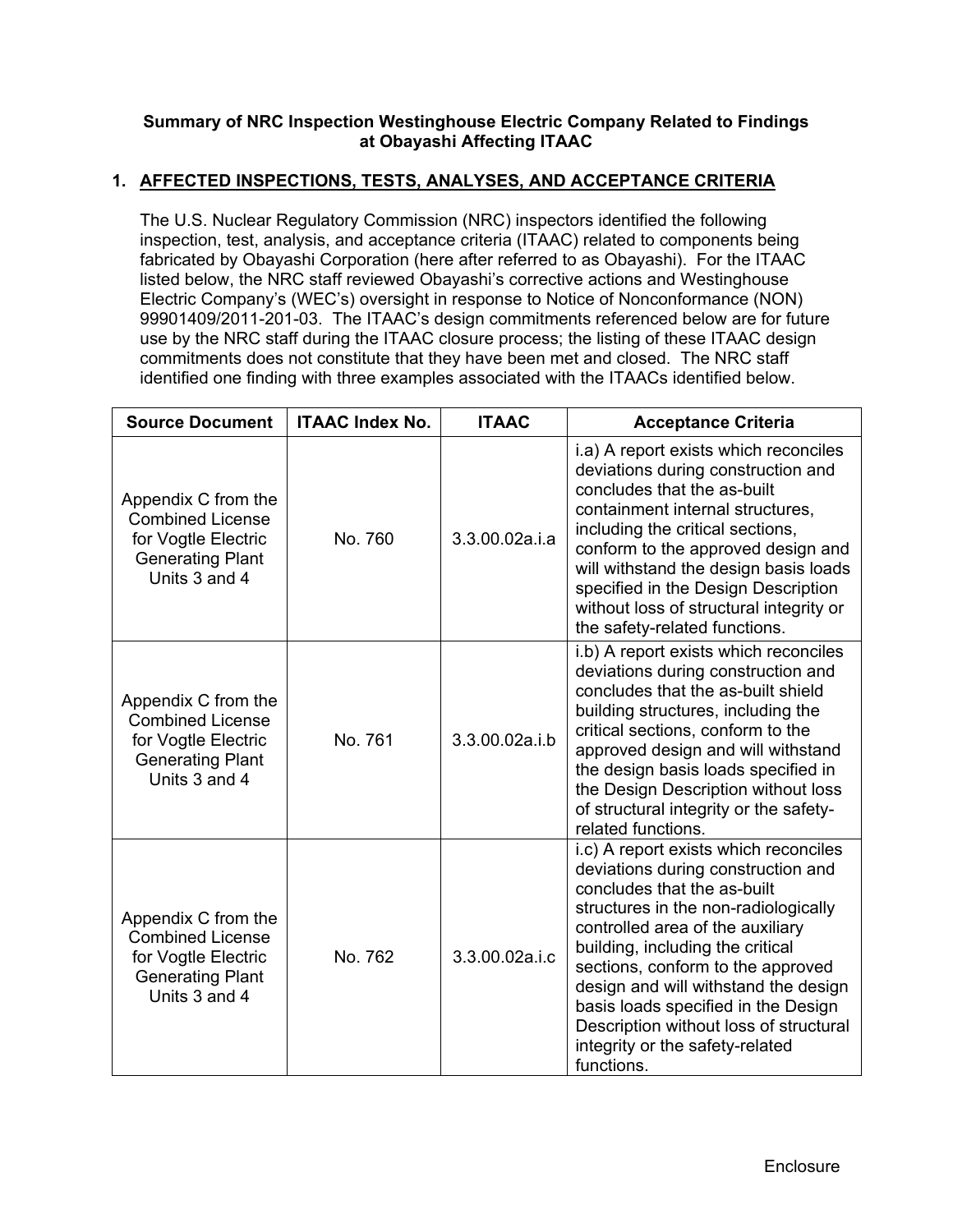**Summary of NRC Inspection Westinghouse Electric Company Related to Findings at Obayashi Affecting ITAAC**

## 1. AFFECTED INSPECTIONS, TESTS, ANALYSES, AND ACCEPTANCE CRITERIA

The U.S. Nuclear Regulatory Commission (NRC) inspectors identified the following inspection, test, analysis, and acceptance criteria (ITAAC) related to components being fabricated by Obayashi Corporation (here after referred to as Obayashi). For the ITAAC listed below, the NRC staff reviewed Obayashi's corrective actions and Westinghouse Electric Company's (WEC's) oversight in response to Notice of Nonconformance (NON) 99901409/2011-201-03. The ITAAC's design commitments referenced below are for future use by the NRC staff during the ITAAC closure process; the listing of these ITAAC design commitments does not constitute that they have been met and closed. The NRC staff identified one finding with three examples associated with the ITAACs identified below.

| Source Document | ITAAC Index No. | ITAAC | Acceptance Criteria |
|---|---|---|---|
| Appendix C from the Combined License for Vogtle Electric Generating Plant Units 3 and 4 | No. 760 | 3.3.00.02a.i.a | i.a) A report exists which reconciles deviations during construction and concludes that the as-built containment internal structures, including the critical sections, conform to the approved design and will withstand the design basis loads specified in the Design Description without loss of structural integrity or the safety-related functions. |
| Appendix C from the Combined License for Vogtle Electric Generating Plant Units 3 and 4 | No. 761 | 3.3.00.02a.i.b | i.b) A report exists which reconciles deviations during construction and concludes that the as-built shield building structures, including the critical sections, conform to the approved design and will withstand the design basis loads specified in the Design Description without loss of structural integrity or the safety-related functions. |
| Appendix C from the Combined License for Vogtle Electric Generating Plant Units 3 and 4 | No. 762 | 3.3.00.02a.i.c | i.c) A report exists which reconciles deviations during construction and concludes that the as-built structures in the non-radiologically controlled area of the auxiliary building, including the critical sections, conform to the approved design and will withstand the design basis loads specified in the Design Description without loss of structural integrity or the safety-related functions. |

Enclosure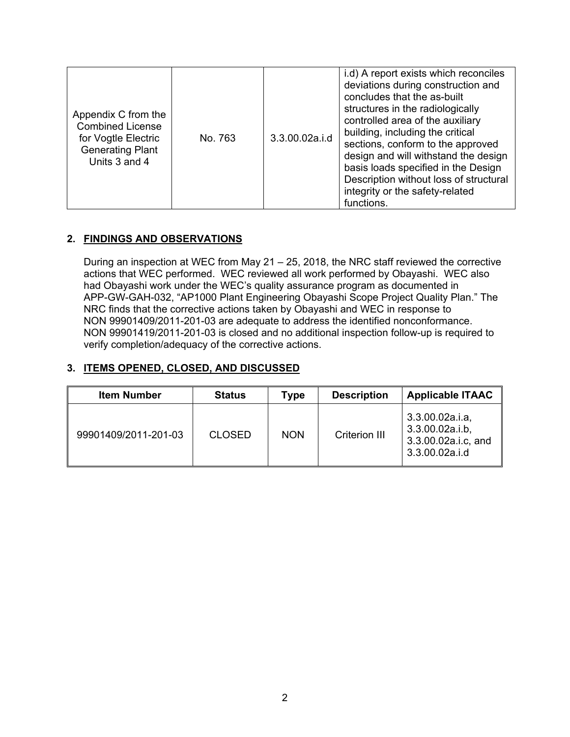| | | | |
|---|---|---|---|
| Appendix C from the Combined License for Vogtle Electric Generating Plant Units 3 and 4 | No. 763 | 3.3.00.02a.i.d | i.d) A report exists which reconciles deviations during construction and concludes that the as-built structures in the radiologically controlled area of the auxiliary building, including the critical sections, conform to the approved design and will withstand the design basis loads specified in the Design Description without loss of structural integrity or the safety-related functions. |

## 2. FINDINGS AND OBSERVATIONS

During an inspection at WEC from May 21 – 25, 2018, the NRC staff reviewed the corrective actions that WEC performed. WEC reviewed all work performed by Obayashi. WEC also had Obayashi work under the WEC's quality assurance program as documented in APP-GW-GAH-032, "AP1000 Plant Engineering Obayashi Scope Project Quality Plan." The NRC finds that the corrective actions taken by Obayashi and WEC in response to NON 99901409/2011-201-03 are adequate to address the identified nonconformance. NON 99901419/2011-201-03 is closed and no additional inspection follow-up is required to verify completion/adequacy of the corrective actions.

## 3. ITEMS OPENED, CLOSED, AND DISCUSSED

| Item Number | Status | Type | Description | Applicable ITAAC |
|---|---|---|---|---|
| 99901409/2011-201-03 | CLOSED | NON | Criterion III | 3.3.00.02a.i.a, 3.3.00.02a.i.b, 3.3.00.02a.i.c, and 3.3.00.02a.i.d |